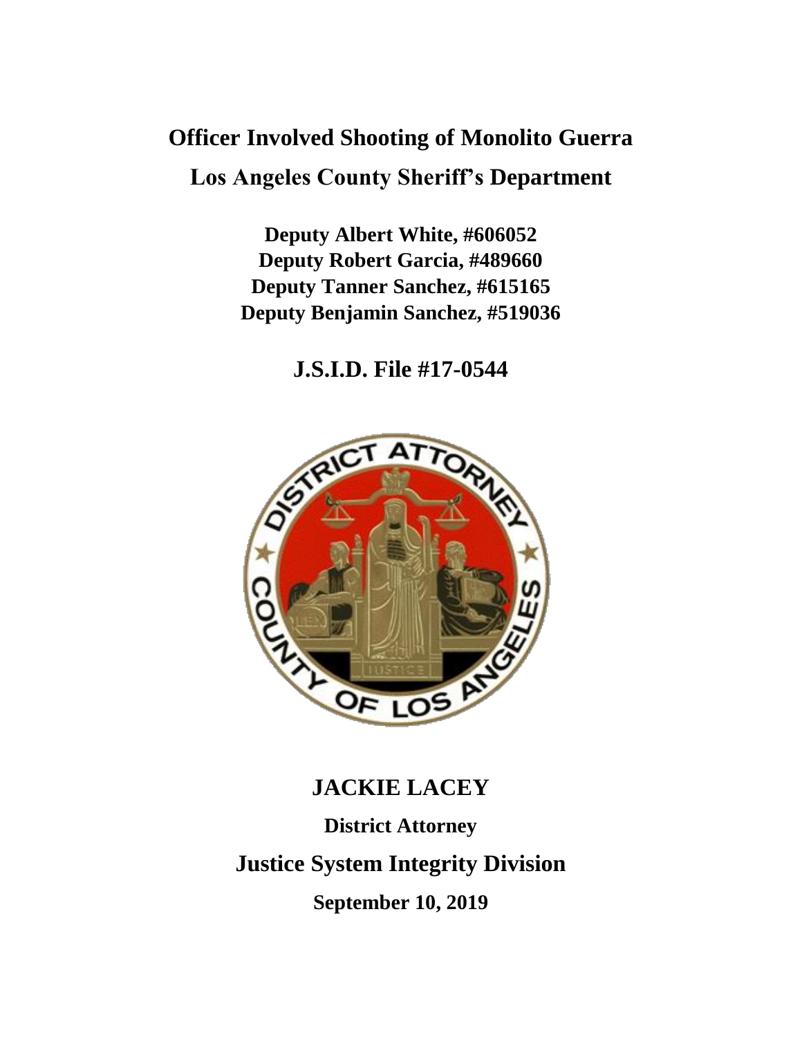# Officer Involved Shooting of Monolito Guerra

## Los Angeles County Sheriff's Department

**Deputy Albert White, #606052**
**Deputy Robert Garcia, #489660**
**Deputy Tanner Sanchez, #615165**
**Deputy Benjamin Sanchez, #519036**

## J.S.I.D. File #17-0544

## JACKIE LACEY

**District Attorney**

## Justice System Integrity Division

**September 10, 2019**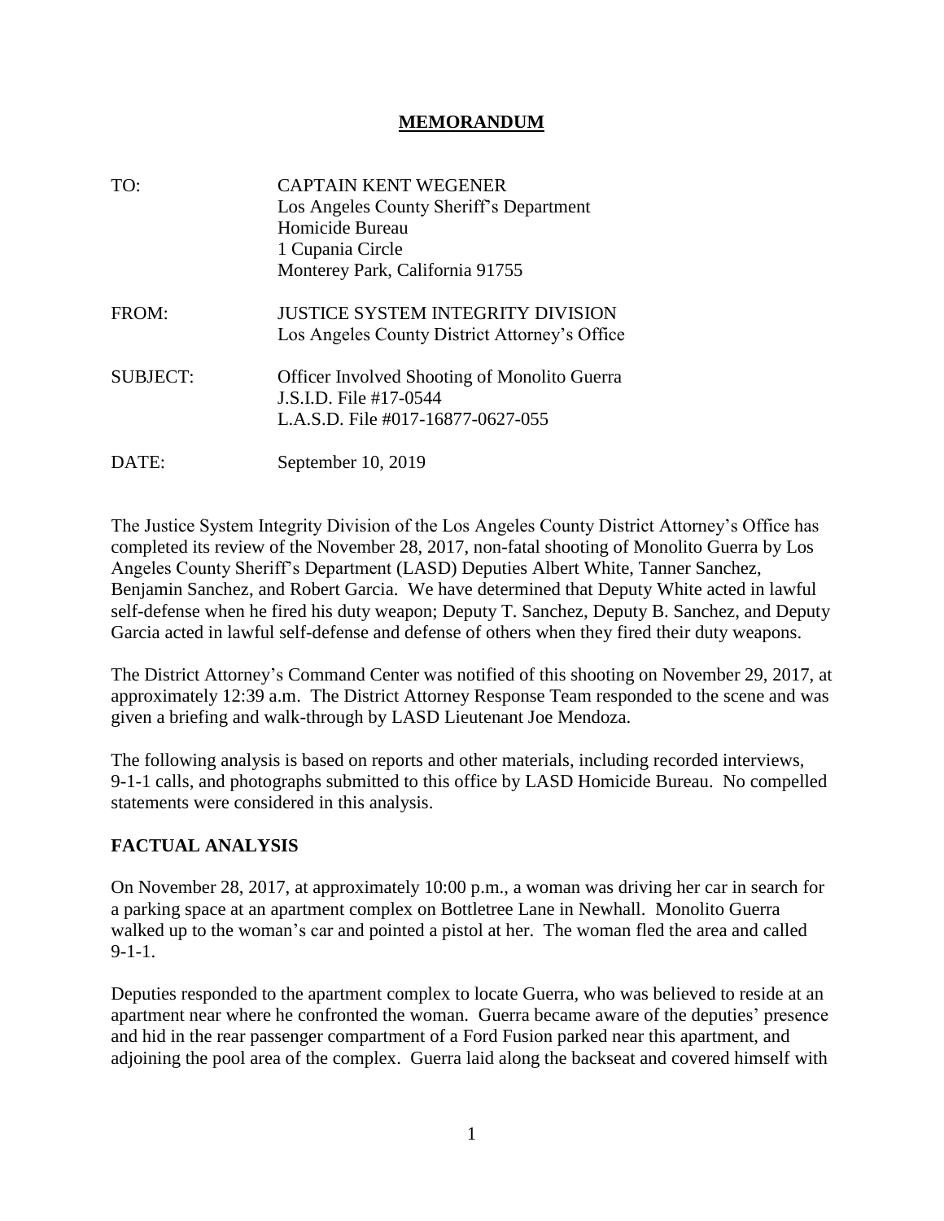# MEMORANDUM

| | |
|---|---|
| TO: | CAPTAIN KENT WEGENER<br>Los Angeles County Sheriff's Department<br>Homicide Bureau<br>1 Cupania Circle<br>Monterey Park, California 91755 |
| FROM: | JUSTICE SYSTEM INTEGRITY DIVISION<br>Los Angeles County District Attorney's Office |
| SUBJECT: | Officer Involved Shooting of Monolito Guerra<br>J.S.I.D. File #17-0544<br>L.A.S.D. File #017-16877-0627-055 |
| DATE: | September 10, 2019 |

The Justice System Integrity Division of the Los Angeles County District Attorney's Office has completed its review of the November 28, 2017, non-fatal shooting of Monolito Guerra by Los Angeles County Sheriff's Department (LASD) Deputies Albert White, Tanner Sanchez, Benjamin Sanchez, and Robert Garcia. We have determined that Deputy White acted in lawful self-defense when he fired his duty weapon; Deputy T. Sanchez, Deputy B. Sanchez, and Deputy Garcia acted in lawful self-defense and defense of others when they fired their duty weapons.

The District Attorney's Command Center was notified of this shooting on November 29, 2017, at approximately 12:39 a.m. The District Attorney Response Team responded to the scene and was given a briefing and walk-through by LASD Lieutenant Joe Mendoza.

The following analysis is based on reports and other materials, including recorded interviews, 9-1-1 calls, and photographs submitted to this office by LASD Homicide Bureau. No compelled statements were considered in this analysis.

## FACTUAL ANALYSIS

On November 28, 2017, at approximately 10:00 p.m., a woman was driving her car in search for a parking space at an apartment complex on Bottletree Lane in Newhall. Monolito Guerra walked up to the woman's car and pointed a pistol at her. The woman fled the area and called 9-1-1.

Deputies responded to the apartment complex to locate Guerra, who was believed to reside at an apartment near where he confronted the woman. Guerra became aware of the deputies' presence and hid in the rear passenger compartment of a Ford Fusion parked near this apartment, and adjoining the pool area of the complex. Guerra laid along the backseat and covered himself with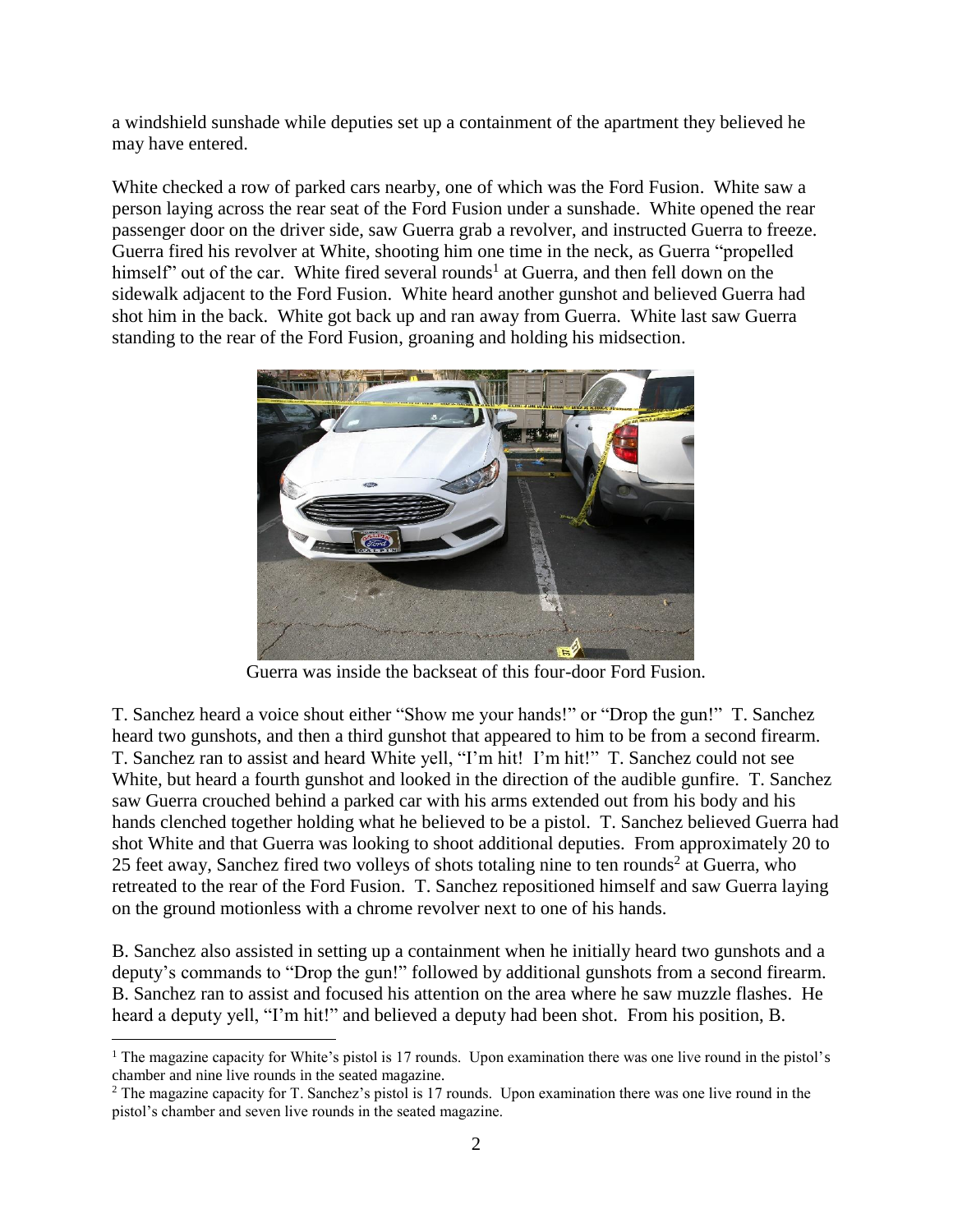a windshield sunshade while deputies set up a containment of the apartment they believed he may have entered.

White checked a row of parked cars nearby, one of which was the Ford Fusion. White saw a person laying across the rear seat of the Ford Fusion under a sunshade. White opened the rear passenger door on the driver side, saw Guerra grab a revolver, and instructed Guerra to freeze. Guerra fired his revolver at White, shooting him one time in the neck, as Guerra "propelled himself" out of the car. White fired several rounds[1] at Guerra, and then fell down on the sidewalk adjacent to the Ford Fusion. White heard another gunshot and believed Guerra had shot him in the back. White got back up and ran away from Guerra. White last saw Guerra standing to the rear of the Ford Fusion, groaning and holding his midsection.

Guerra was inside the backseat of this four-door Ford Fusion.

T. Sanchez heard a voice shout either "Show me your hands!" or "Drop the gun!" T. Sanchez heard two gunshots, and then a third gunshot that appeared to him to be from a second firearm. T. Sanchez ran to assist and heard White yell, "I'm hit! I'm hit!" T. Sanchez could not see White, but heard a fourth gunshot and looked in the direction of the audible gunfire. T. Sanchez saw Guerra crouched behind a parked car with his arms extended out from his body and his hands clenched together holding what he believed to be a pistol. T. Sanchez believed Guerra had shot White and that Guerra was looking to shoot additional deputies. From approximately 20 to 25 feet away, Sanchez fired two volleys of shots totaling nine to ten rounds[2] at Guerra, who retreated to the rear of the Ford Fusion. T. Sanchez repositioned himself and saw Guerra laying on the ground motionless with a chrome revolver next to one of his hands.

B. Sanchez also assisted in setting up a containment when he initially heard two gunshots and a deputy's commands to "Drop the gun!" followed by additional gunshots from a second firearm. B. Sanchez ran to assist and focused his attention on the area where he saw muzzle flashes. He heard a deputy yell, "I'm hit!" and believed a deputy had been shot. From his position, B.

[1] The magazine capacity for White's pistol is 17 rounds. Upon examination there was one live round in the pistol's chamber and nine live rounds in the seated magazine.

[2] The magazine capacity for T. Sanchez's pistol is 17 rounds. Upon examination there was one live round in the pistol's chamber and seven live rounds in the seated magazine.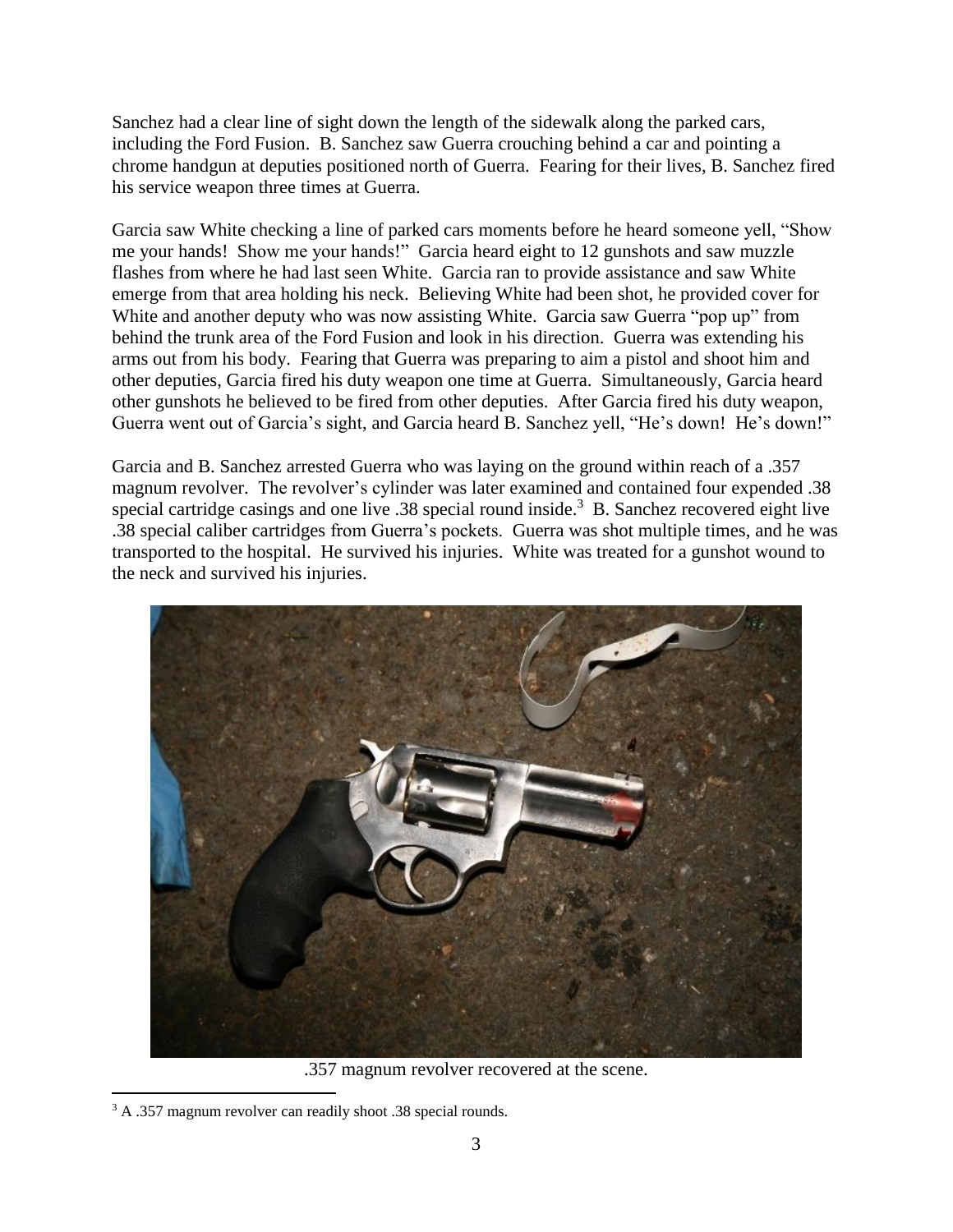Sanchez had a clear line of sight down the length of the sidewalk along the parked cars, including the Ford Fusion. B. Sanchez saw Guerra crouching behind a car and pointing a chrome handgun at deputies positioned north of Guerra. Fearing for their lives, B. Sanchez fired his service weapon three times at Guerra.

Garcia saw White checking a line of parked cars moments before he heard someone yell, "Show me your hands! Show me your hands!" Garcia heard eight to 12 gunshots and saw muzzle flashes from where he had last seen White. Garcia ran to provide assistance and saw White emerge from that area holding his neck. Believing White had been shot, he provided cover for White and another deputy who was now assisting White. Garcia saw Guerra "pop up" from behind the trunk area of the Ford Fusion and look in his direction. Guerra was extending his arms out from his body. Fearing that Guerra was preparing to aim a pistol and shoot him and other deputies, Garcia fired his duty weapon one time at Guerra. Simultaneously, Garcia heard other gunshots he believed to be fired from other deputies. After Garcia fired his duty weapon, Guerra went out of Garcia's sight, and Garcia heard B. Sanchez yell, "He's down! He's down!"

Garcia and B. Sanchez arrested Guerra who was laying on the ground within reach of a .357 magnum revolver. The revolver's cylinder was later examined and contained four expended .38 special cartridge casings and one live .38 special round inside.[3] B. Sanchez recovered eight live .38 special caliber cartridges from Guerra's pockets. Guerra was shot multiple times, and he was transported to the hospital. He survived his injuries. White was treated for a gunshot wound to the neck and survived his injuries.

.357 magnum revolver recovered at the scene.

[3] A .357 magnum revolver can readily shoot .38 special rounds.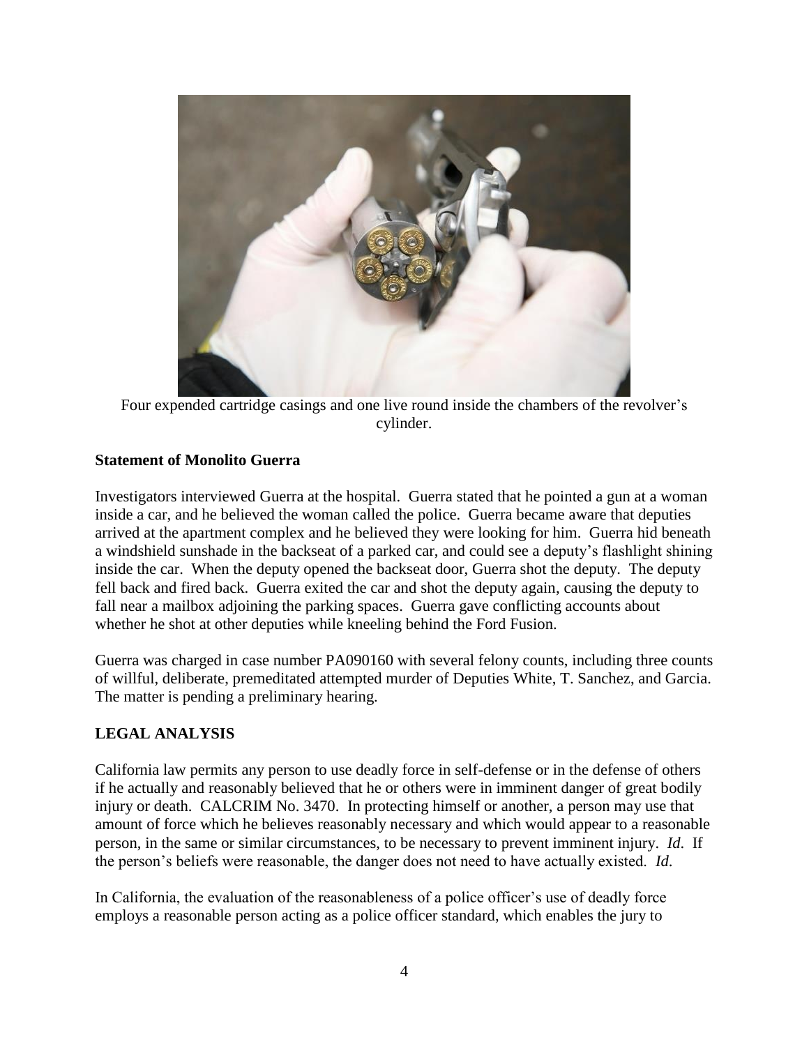Four expended cartridge casings and one live round inside the chambers of the revolver's cylinder.

**Statement of Monolito Guerra**

Investigators interviewed Guerra at the hospital. Guerra stated that he pointed a gun at a woman inside a car, and he believed the woman called the police. Guerra became aware that deputies arrived at the apartment complex and he believed they were looking for him. Guerra hid beneath a windshield sunshade in the backseat of a parked car, and could see a deputy's flashlight shining inside the car. When the deputy opened the backseat door, Guerra shot the deputy. The deputy fell back and fired back. Guerra exited the car and shot the deputy again, causing the deputy to fall near a mailbox adjoining the parking spaces. Guerra gave conflicting accounts about whether he shot at other deputies while kneeling behind the Ford Fusion.

Guerra was charged in case number PA090160 with several felony counts, including three counts of willful, deliberate, premeditated attempted murder of Deputies White, T. Sanchez, and Garcia. The matter is pending a preliminary hearing.

## LEGAL ANALYSIS

California law permits any person to use deadly force in self-defense or in the defense of others if he actually and reasonably believed that he or others were in imminent danger of great bodily injury or death. CALCRIM No. 3470. In protecting himself or another, a person may use that amount of force which he believes reasonably necessary and which would appear to a reasonable person, in the same or similar circumstances, to be necessary to prevent imminent injury. *Id.* If the person's beliefs were reasonable, the danger does not need to have actually existed. *Id.*

In California, the evaluation of the reasonableness of a police officer's use of deadly force employs a reasonable person acting as a police officer standard, which enables the jury to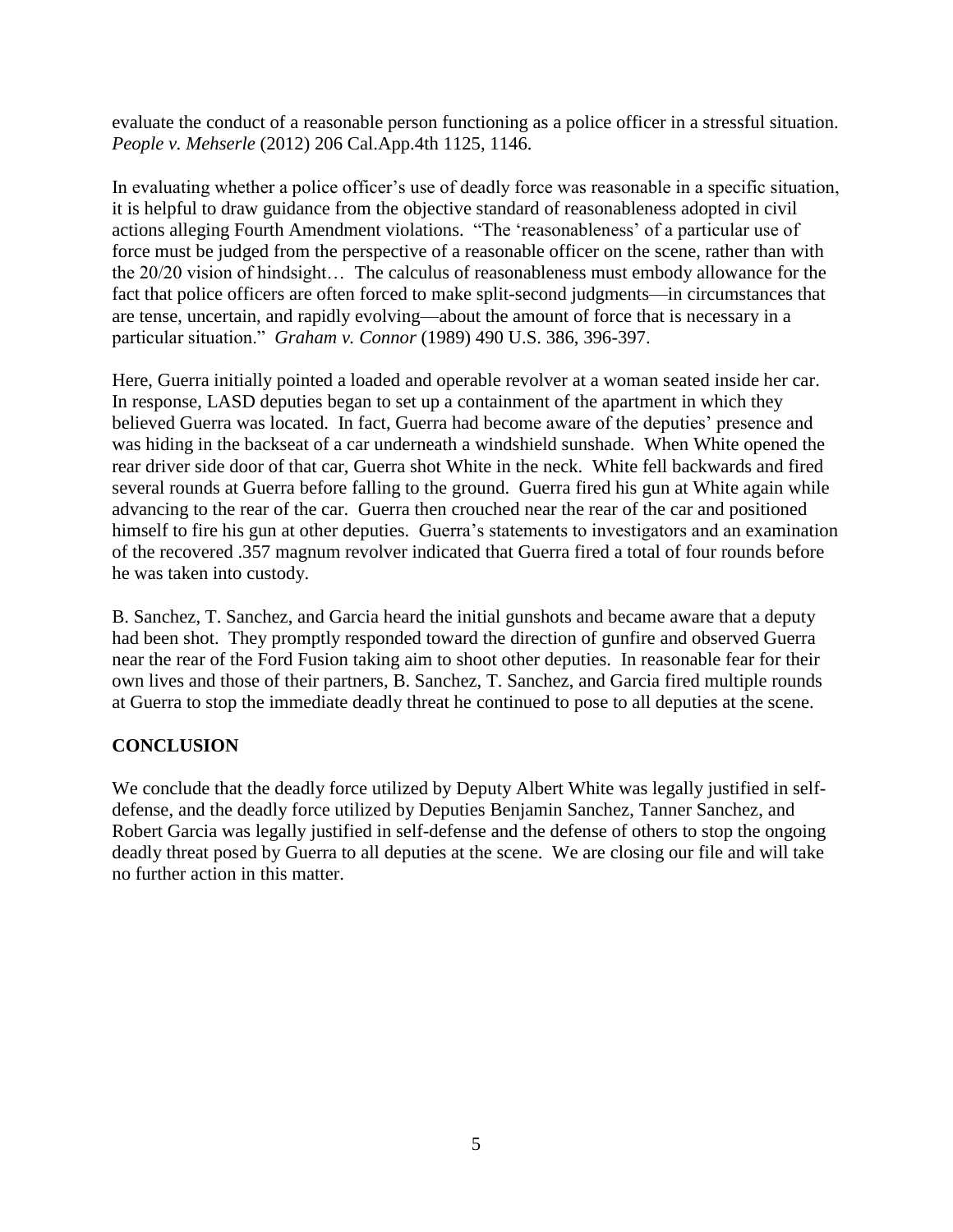evaluate the conduct of a reasonable person functioning as a police officer in a stressful situation. *People v. Mehserle* (2012) 206 Cal.App.4th 1125, 1146.

In evaluating whether a police officer's use of deadly force was reasonable in a specific situation, it is helpful to draw guidance from the objective standard of reasonableness adopted in civil actions alleging Fourth Amendment violations. "The 'reasonableness' of a particular use of force must be judged from the perspective of a reasonable officer on the scene, rather than with the 20/20 vision of hindsight… The calculus of reasonableness must embody allowance for the fact that police officers are often forced to make split-second judgments—in circumstances that are tense, uncertain, and rapidly evolving—about the amount of force that is necessary in a particular situation." *Graham v. Connor* (1989) 490 U.S. 386, 396-397.

Here, Guerra initially pointed a loaded and operable revolver at a woman seated inside her car. In response, LASD deputies began to set up a containment of the apartment in which they believed Guerra was located. In fact, Guerra had become aware of the deputies' presence and was hiding in the backseat of a car underneath a windshield sunshade. When White opened the rear driver side door of that car, Guerra shot White in the neck. White fell backwards and fired several rounds at Guerra before falling to the ground. Guerra fired his gun at White again while advancing to the rear of the car. Guerra then crouched near the rear of the car and positioned himself to fire his gun at other deputies. Guerra's statements to investigators and an examination of the recovered .357 magnum revolver indicated that Guerra fired a total of four rounds before he was taken into custody.

B. Sanchez, T. Sanchez, and Garcia heard the initial gunshots and became aware that a deputy had been shot. They promptly responded toward the direction of gunfire and observed Guerra near the rear of the Ford Fusion taking aim to shoot other deputies. In reasonable fear for their own lives and those of their partners, B. Sanchez, T. Sanchez, and Garcia fired multiple rounds at Guerra to stop the immediate deadly threat he continued to pose to all deputies at the scene.

## CONCLUSION

We conclude that the deadly force utilized by Deputy Albert White was legally justified in self-defense, and the deadly force utilized by Deputies Benjamin Sanchez, Tanner Sanchez, and Robert Garcia was legally justified in self-defense and the defense of others to stop the ongoing deadly threat posed by Guerra to all deputies at the scene. We are closing our file and will take no further action in this matter.